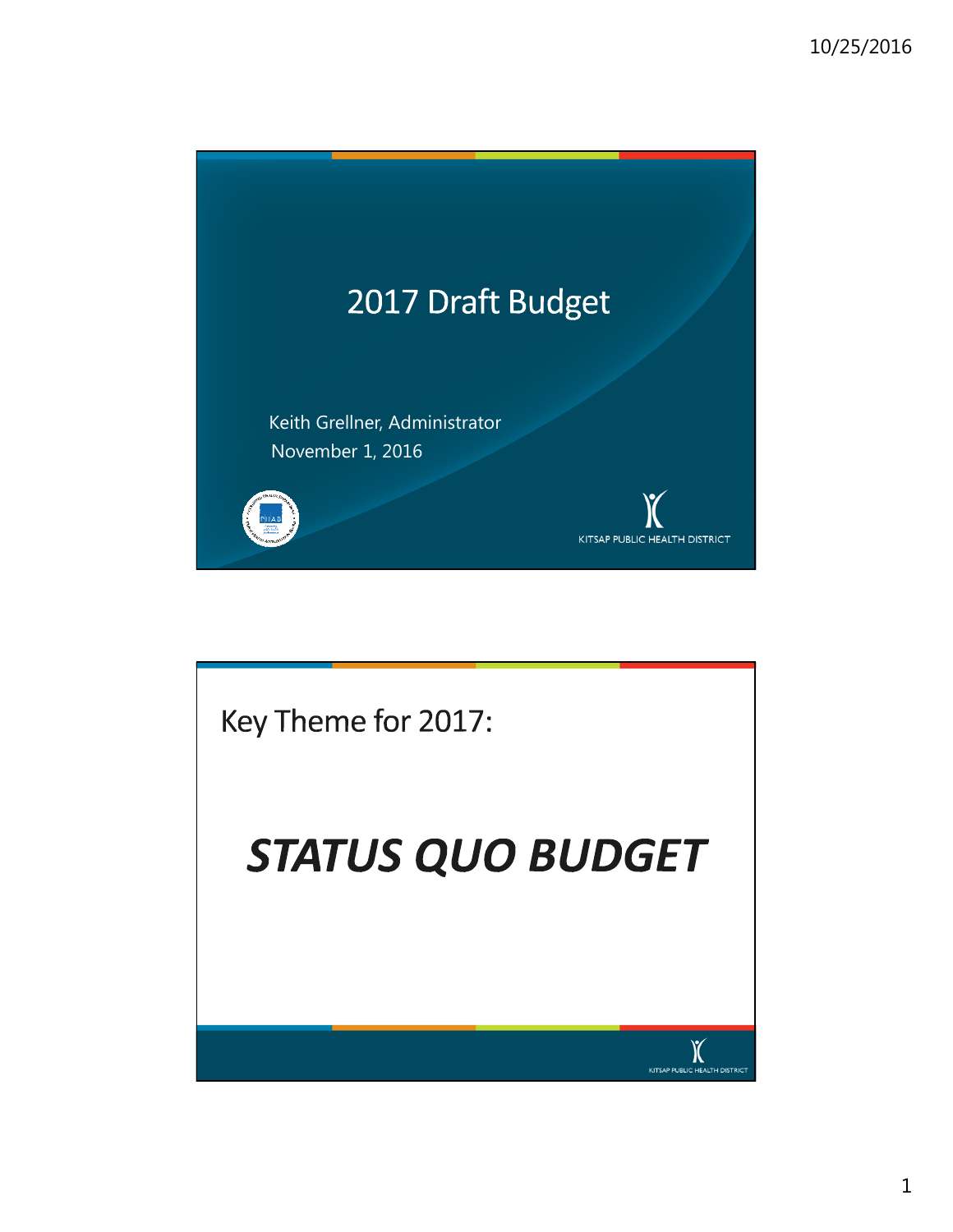# 2017 Draft Budget

Keith Grellner, Administrator
November 1, 2016

KITSAP PUBLIC HEALTH DISTRICT

---

## Key Theme for 2017:

# ***STATUS QUO BUDGET***

KITSAP PUBLIC HEALTH DISTRICT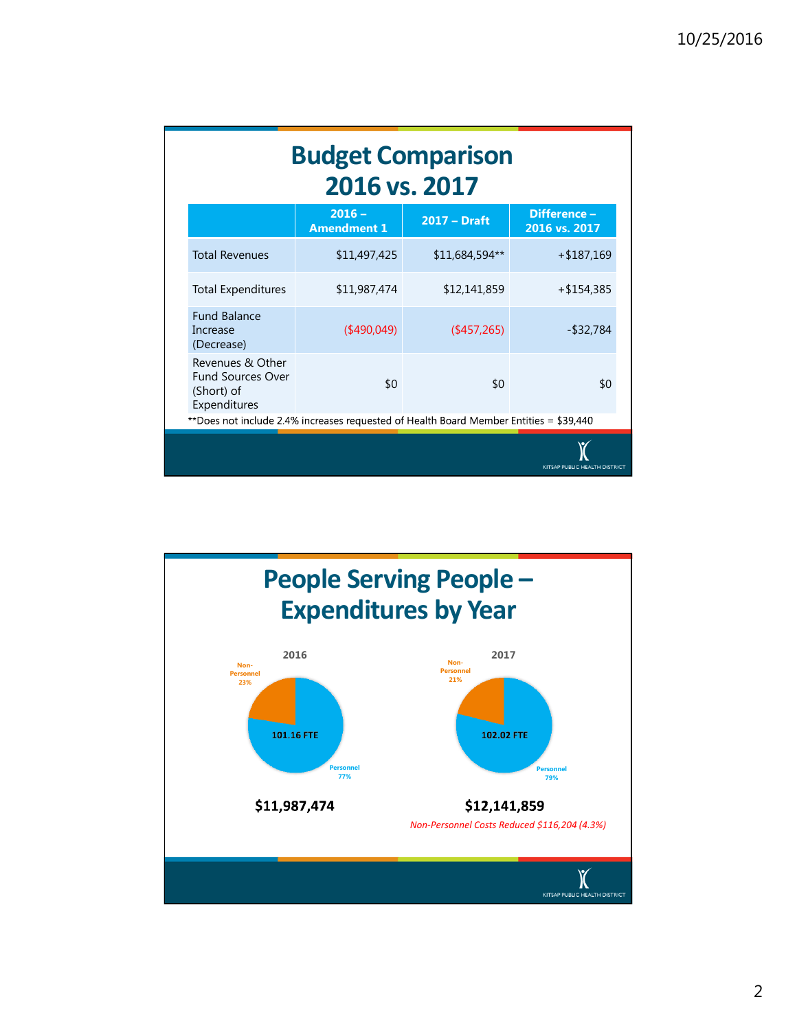# Budget Comparison 2016 vs. 2017

| | 2016 – Amendment 1 | 2017 – Draft | Difference – 2016 vs. 2017 |
|---|---|---|---|
| Total Revenues | $11,497,425 | $11,684,594** | +$187,169 |
| Total Expenditures | $11,987,474 | $12,141,859 | +$154,385 |
| Fund Balance Increase (Decrease) | ($490,049) | ($457,265) | -$32,784 |
| Revenues & Other Fund Sources Over (Short) of Expenditures | $0 | $0 | $0 |

**Does not include 2.4% increases requested of Health Board Member Entities = $39,440

# People Serving People – Expenditures by Year

**2016**

- Non-Personnel 23%
- Personnel 77%
- 101.16 FTE

**$11,987,474**

**2017**

- Non-Personnel 21%
- Personnel 79%
- 102.02 FTE

**$12,141,859**

*Non-Personnel Costs Reduced $116,204 (4.3%)*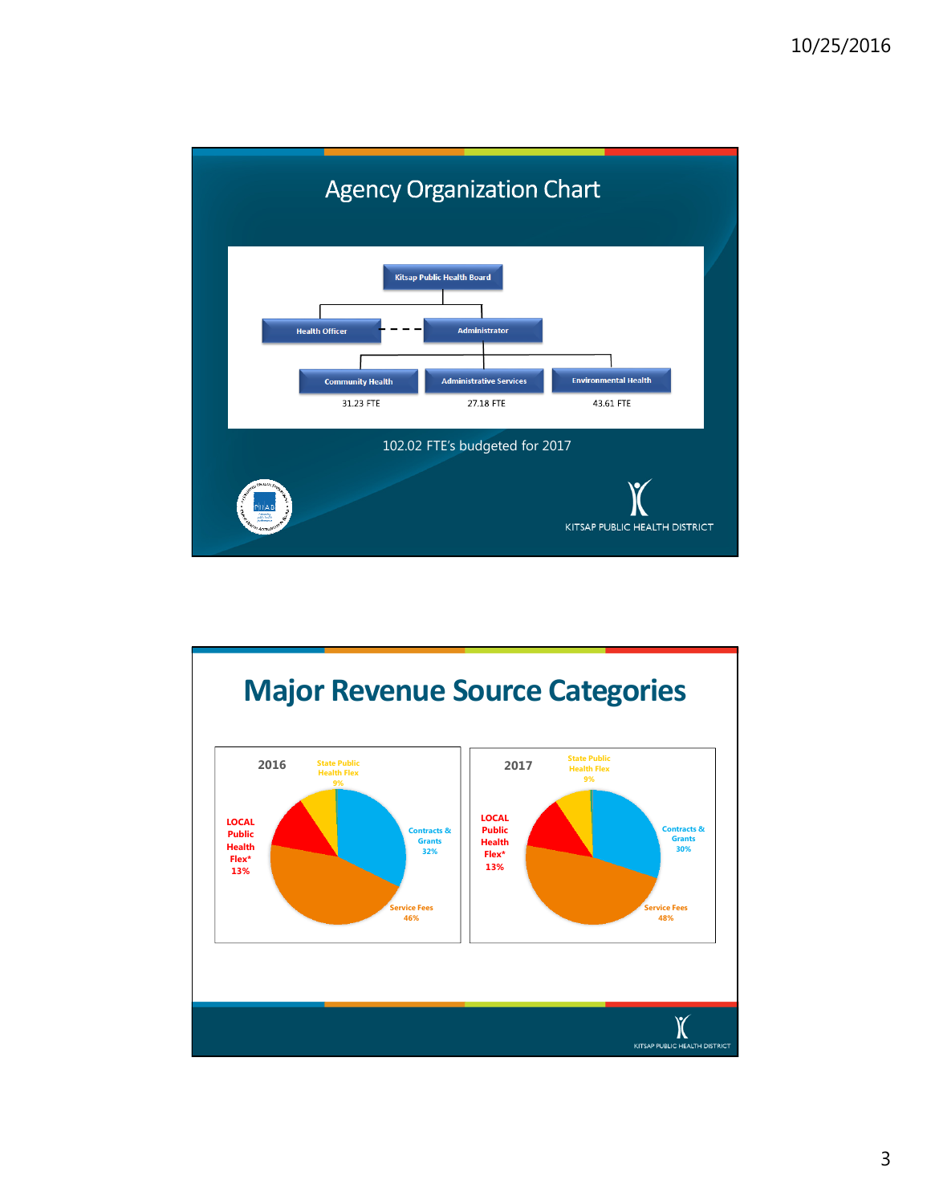## Agency Organization Chart

- Kitsap Public Health Board
  - Health Officer (dashed line to Administrator)
  - Administrator
    - Community Health — 31.23 FTE
    - Administrative Services — 27.18 FTE
    - Environmental Health — 43.61 FTE

102.02 FTE's budgeted for 2017

KITSAP PUBLIC HEALTH DISTRICT

## Major Revenue Source Categories

**2016**

| Category | Percent |
|---|---|
| State Public Health Flex | 9% |
| Contracts & Grants | 32% |
| Service Fees | 46% |
| LOCAL Public Health Flex* | 13% |

**2017**

| Category | Percent |
|---|---|
| State Public Health Flex | 9% |
| Contracts & Grants | 30% |
| Service Fees | 48% |
| LOCAL Public Health Flex* | 13% |

KITSAP PUBLIC HEALTH DISTRICT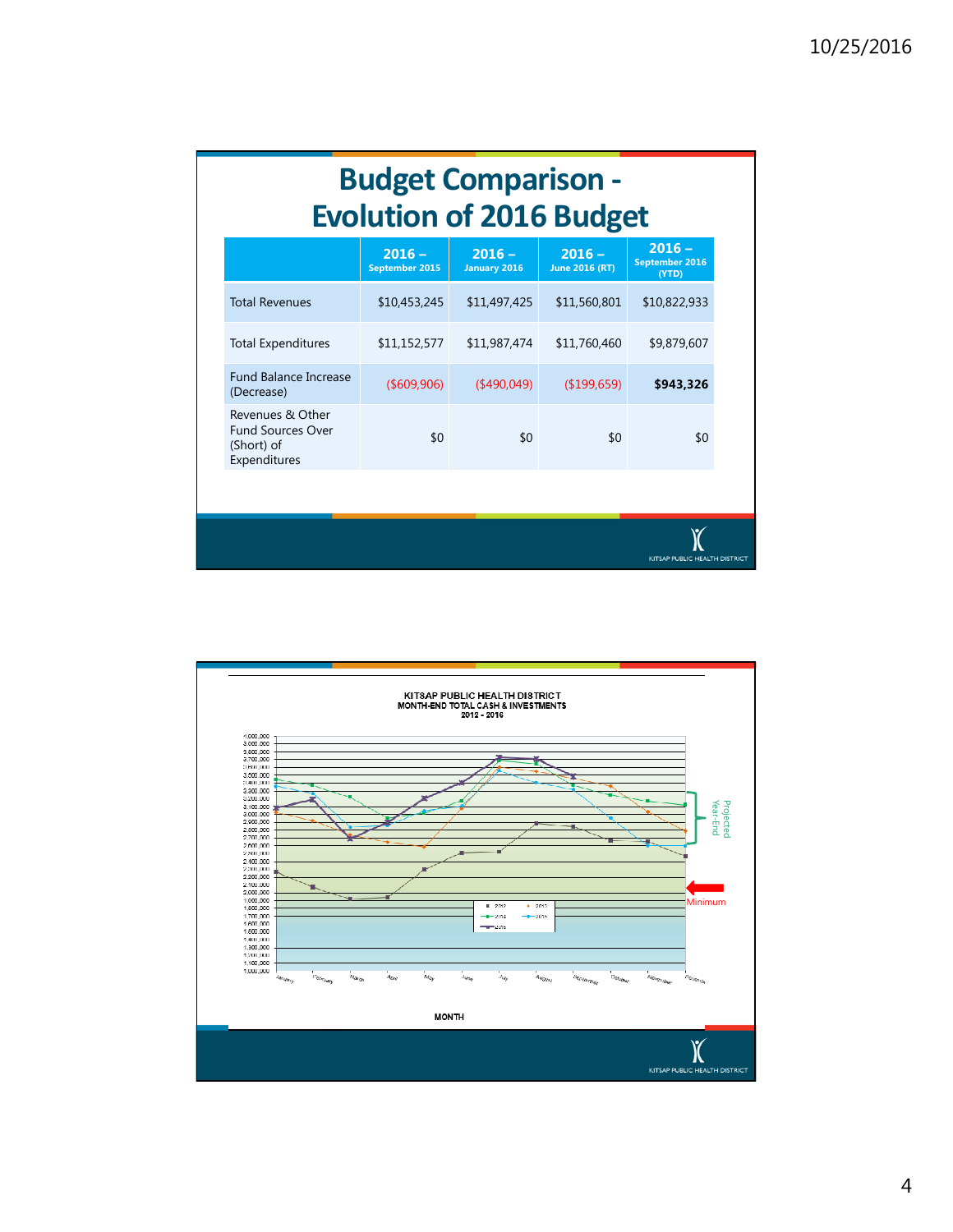# Budget Comparison - Evolution of 2016 Budget

| | 2016 – September 2015 | 2016 – January 2016 | 2016 – June 2016 (RT) | 2016 – September 2016 (YTD) |
|---|---|---|---|---|
| Total Revenues | $10,453,245 | $11,497,425 | $11,560,801 | $10,822,933 |
| Total Expenditures | $11,152,577 | $11,987,474 | $11,760,460 | $9,879,607 |
| Fund Balance Increase (Decrease) | ($609,906) | ($490,049) | ($199,659) | **$943,326** |
| Revenues & Other Fund Sources Over (Short) of Expenditures | $0 | $0 | $0 | $0 |

KITSAP PUBLIC HEALTH DISTRICT

KITSAP PUBLIC HEALTH DISTRICT
MONTH-END TOTAL CASH & INVESTMENTS
2012 - 2016

Projected Year-End

Minimum

MONTH

KITSAP PUBLIC HEALTH DISTRICT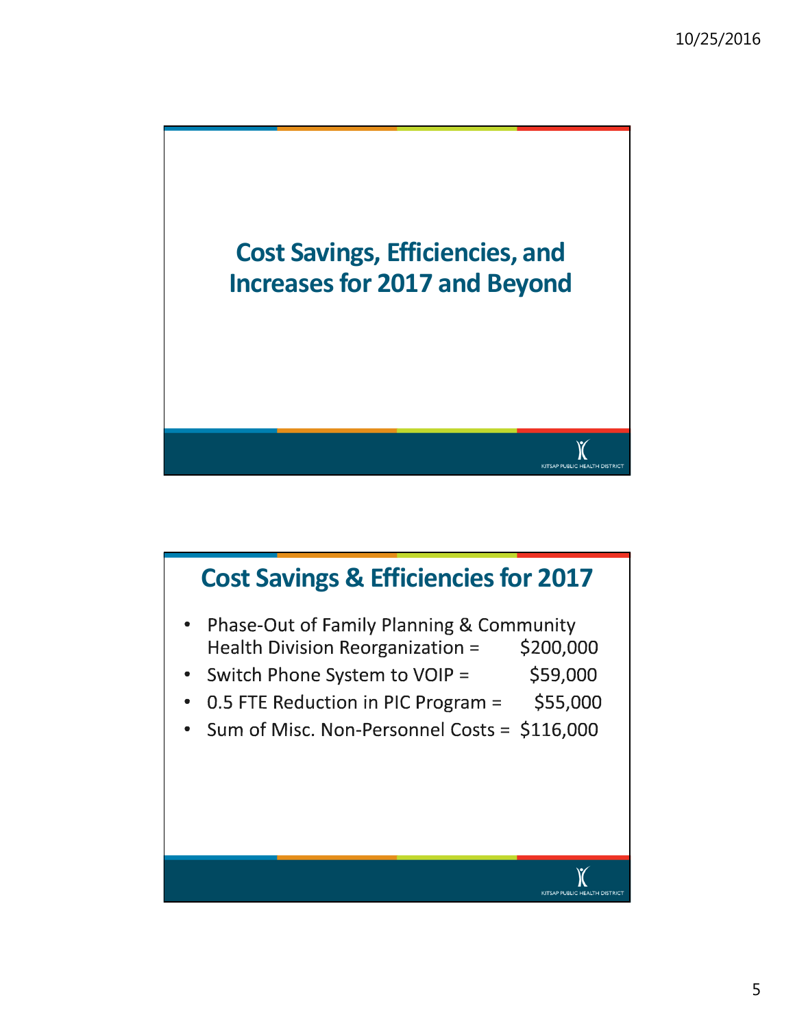# Cost Savings, Efficiencies, and Increases for 2017 and Beyond

## Cost Savings & Efficiencies for 2017

- Phase-Out of Family Planning & Community Health Division Reorganization = $200,000
- Switch Phone System to VOIP = $59,000
- 0.5 FTE Reduction in PIC Program = $55,000
- Sum of Misc. Non-Personnel Costs = $116,000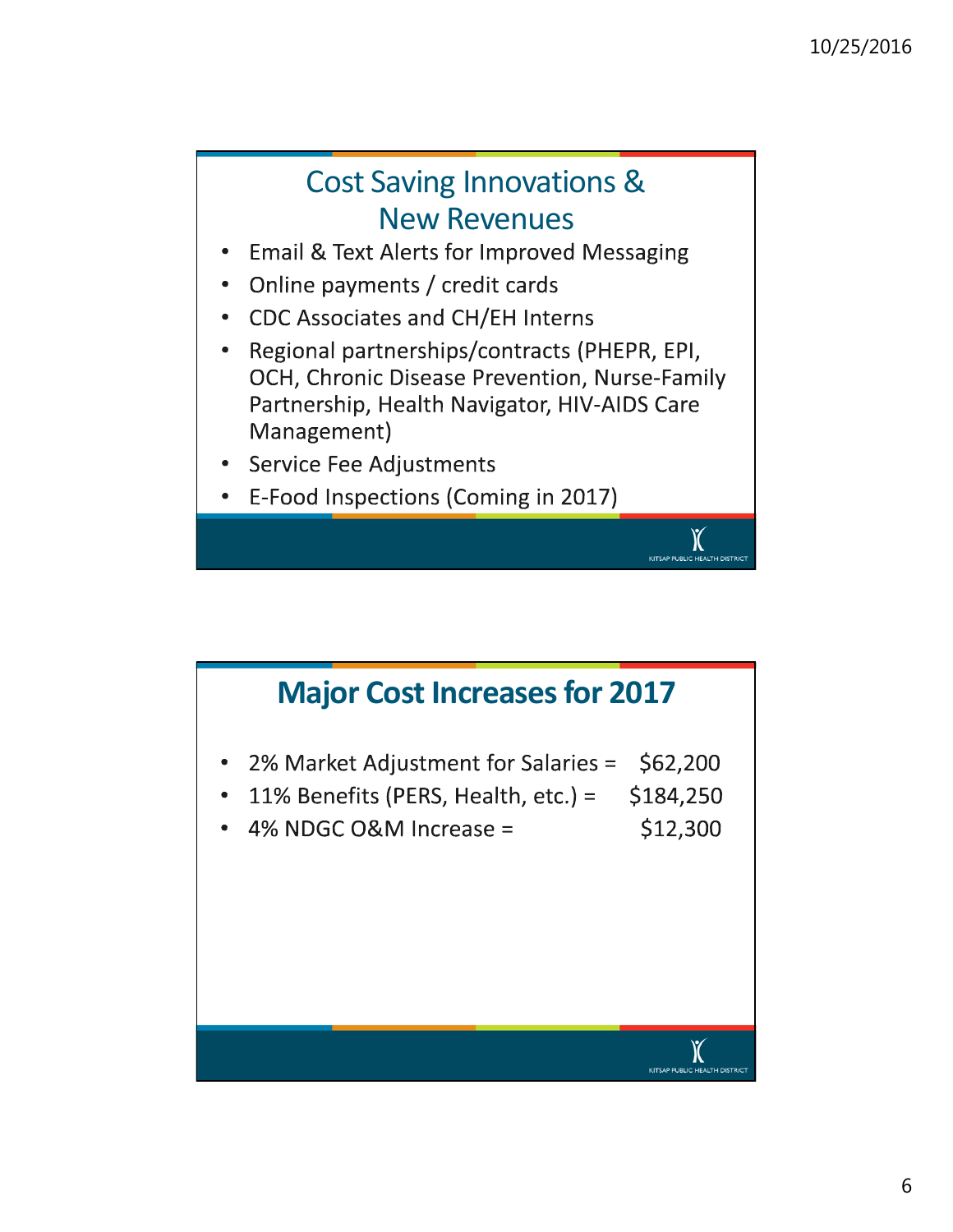## Cost Saving Innovations & New Revenues

- Email & Text Alerts for Improved Messaging
- Online payments / credit cards
- CDC Associates and CH/EH Interns
- Regional partnerships/contracts (PHEPR, EPI, OCH, Chronic Disease Prevention, Nurse-Family Partnership, Health Navigator, HIV-AIDS Care Management)
- Service Fee Adjustments
- E-Food Inspections (Coming in 2017)

## Major Cost Increases for 2017

- 2% Market Adjustment for Salaries = $62,200
- 11% Benefits (PERS, Health, etc.) = $184,250
- 4% NDGC O&M Increase = $12,300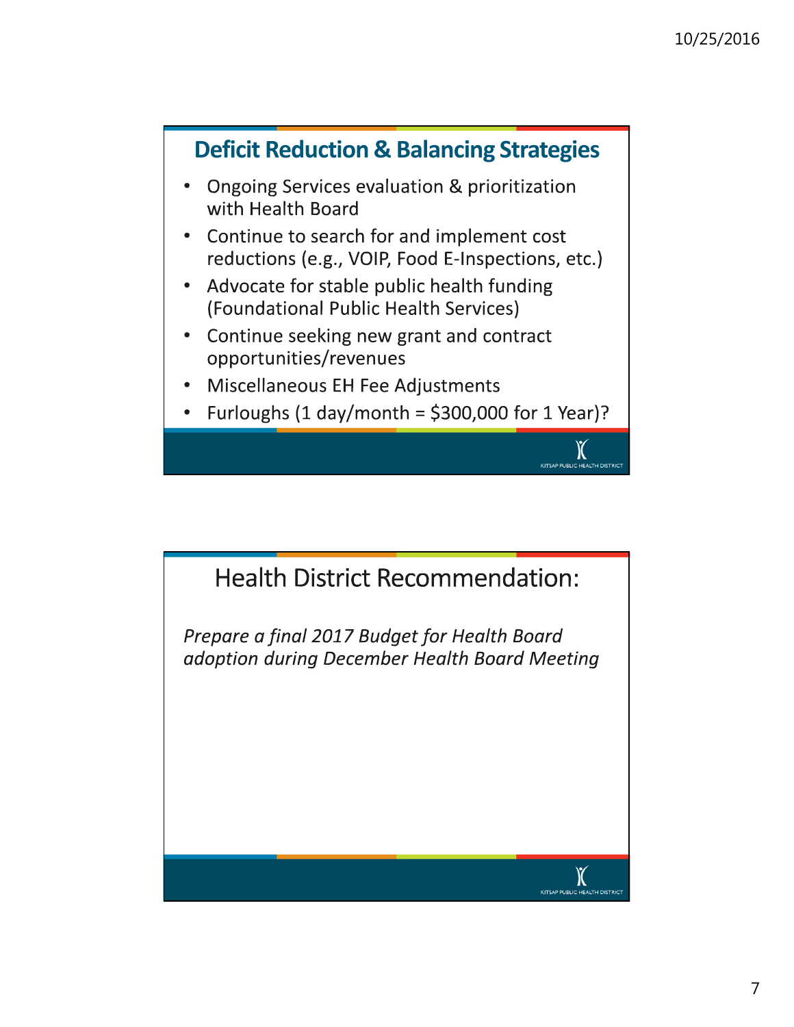## Deficit Reduction & Balancing Strategies

- Ongoing Services evaluation & prioritization with Health Board
- Continue to search for and implement cost reductions (e.g., VOIP, Food E-Inspections, etc.)
- Advocate for stable public health funding (Foundational Public Health Services)
- Continue seeking new grant and contract opportunities/revenues
- Miscellaneous EH Fee Adjustments
- Furloughs (1 day/month = $300,000 for 1 Year)?

KITSAP PUBLIC HEALTH DISTRICT

## Health District Recommendation:

*Prepare a final 2017 Budget for Health Board adoption during December Health Board Meeting*

KITSAP PUBLIC HEALTH DISTRICT